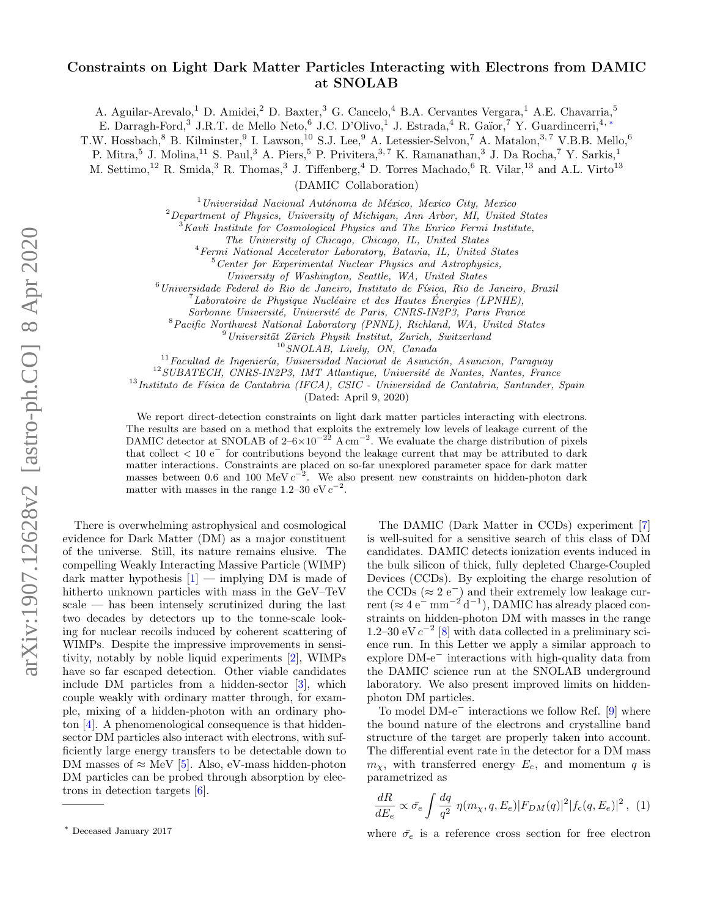# Constraints on Light Dark Matter Particles Interacting with Electrons from DAMIC at SNOLAB

A. Aguilar-Arevalo,[1] D. Amidei,[2] D. Baxter,[3] G. Cancelo,[4] B.A. Cervantes Vergara,[1] A.E. Chavarria,[5] E. Darragh-Ford,[3] J.R.T. de Mello Neto,[6] J.C. D'Olivo,[1] J. Estrada,[4] R. Gaïor,[7] Y. Guardincerri,[4,*] T.W. Hossbach,[8] B. Kilminster,[9] I. Lawson,[10] S.J. Lee,[9] A. Letessier-Selvon,[7] A. Matalon,[3,7] V.B.B. Mello,[6] P. Mitra,[5] J. Molina,[11] S. Paul,[3] A. Piers,[5] P. Privitera,[3,7] K. Ramanathan,[3] J. Da Rocha,[7] Y. Sarkis,[1] M. Settimo,[12] R. Smida,[3] R. Thomas,[3] J. Tiffenberg,[4] D. Torres Machado,[6] R. Vilar,[13] and A.L. Virto[13]

(DAMIC Collaboration)

[1] *Universidad Nacional Autónoma de México, Mexico City, Mexico*
[2] *Department of Physics, University of Michigan, Ann Arbor, MI, United States*
[3] *Kavli Institute for Cosmological Physics and The Enrico Fermi Institute, The University of Chicago, Chicago, IL, United States*
[4] *Fermi National Accelerator Laboratory, Batavia, IL, United States*
[5] *Center for Experimental Nuclear Physics and Astrophysics, University of Washington, Seattle, WA, United States*
[6] *Universidade Federal do Rio de Janeiro, Instituto de Física, Rio de Janeiro, Brazil*
[7] *Laboratoire de Physique Nucléaire et des Hautes Énergies (LPNHE), Sorbonne Université, Université de Paris, CNRS-IN2P3, Paris France*
[8] *Pacific Northwest National Laboratory (PNNL), Richland, WA, United States*
[9] *Universität Zürich Physik Institut, Zurich, Switzerland*
[10] *SNOLAB, Lively, ON, Canada*
[11] *Facultad de Ingeniería, Universidad Nacional de Asunción, Asuncion, Paraguay*
[12] *SUBATECH, CNRS-IN2P3, IMT Atlantique, Université de Nantes, Nantes, France*
[13] *Instituto de Física de Cantabria (IFCA), CSIC - Universidad de Cantabria, Santander, Spain*

(Dated: April 9, 2020)

We report direct-detection constraints on light dark matter particles interacting with electrons. The results are based on a method that exploits the extremely low levels of leakage current of the DAMIC detector at SNOLAB of 2–6$\times 10^{-22}$ A cm$^{-2}$. We evaluate the charge distribution of pixels that collect < 10 e$^-$ for contributions beyond the leakage current that may be attributed to dark matter interactions. Constraints are placed on so-far unexplored parameter space for dark matter masses between 0.6 and 100 MeV $c^{-2}$. We also present new constraints on hidden-photon dark matter with masses in the range 1.2–30 eV $c^{-2}$.

There is overwhelming astrophysical and cosmological evidence for Dark Matter (DM) as a major constituent of the universe. Still, its nature remains elusive. The compelling Weakly Interacting Massive Particle (WIMP) dark matter hypothesis [1] — implying DM is made of hitherto unknown particles with mass in the GeV–TeV scale — has been intensely scrutinized during the last two decades by detectors up to the tonne-scale looking for nuclear recoils induced by coherent scattering of WIMPs. Despite the impressive improvements in sensitivity, notably by noble liquid experiments [2], WIMPs have so far escaped detection. Other viable candidates include DM particles from a hidden-sector [3], which couple weakly with ordinary matter through, for example, mixing of a hidden-photon with an ordinary photon [4]. A phenomenological consequence is that hidden-sector DM particles also interact with electrons, with sufficiently large energy transfers to be detectable down to DM masses of ≈ MeV [5]. Also, eV-mass hidden-photon DM particles can be probed through absorption by electrons in detection targets [6].

The DAMIC (Dark Matter in CCDs) experiment [7] is well-suited for a sensitive search of this class of DM candidates. DAMIC detects ionization events induced in the bulk silicon of thick, fully depleted Charge-Coupled Devices (CCDs). By exploiting the charge resolution of the CCDs (≈ 2 e$^-$) and their extremely low leakage current (≈ 4 e$^-$ mm$^{-2}$ d$^{-1}$), DAMIC has already placed constraints on hidden-photon DM with masses in the range 1.2–30 eV $c^{-2}$ [8] with data collected in a preliminary science run. In this Letter we apply a similar approach to explore DM-e$^-$ interactions with high-quality data from the DAMIC science run at the SNOLAB underground laboratory. We also present improved limits on hidden-photon DM particles.

To model DM-e$^-$ interactions we follow Ref. [9] where the bound nature of the electrons and crystalline band structure of the target are properly taken into account. The differential event rate in the detector for a DM mass $m_\chi$, with transferred energy $E_e$, and momentum $q$ is parametrized as

$$\frac{dR}{dE_e} \propto \bar{\sigma}_e \int \frac{dq}{q^2}\ \eta(m_\chi, q, E_e)|F_{DM}(q)|^2 |f_c(q, E_e)|^2 , \quad (1)$$

where $\bar{\sigma}_e$ is a reference cross section for free electron

[*] Deceased January 2017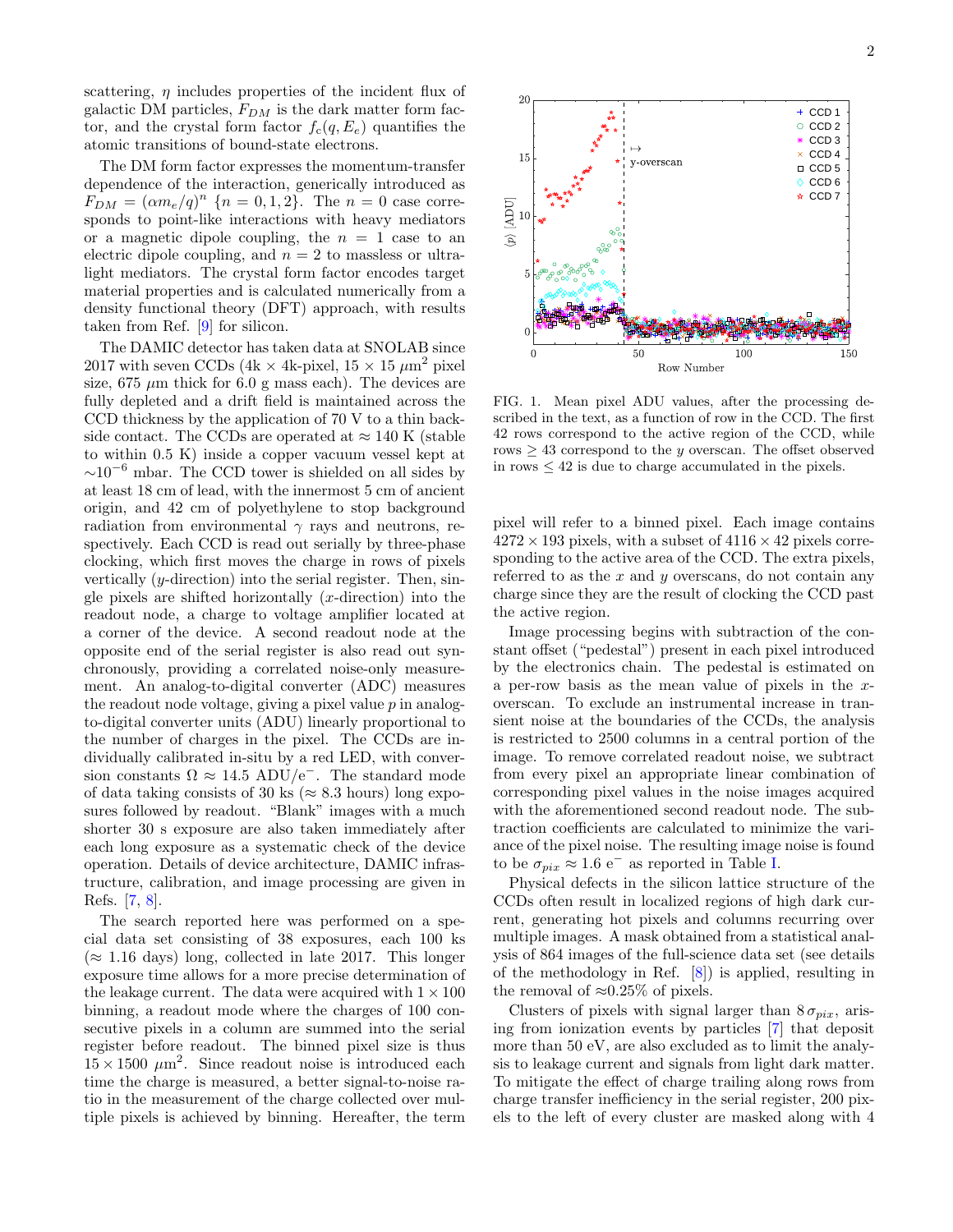scattering, $\eta$ includes properties of the incident flux of galactic DM particles, $F_{DM}$ is the dark matter form factor, and the crystal form factor $f_c(q, E_e)$ quantifies the atomic transitions of bound-state electrons.

The DM form factor expresses the momentum-transfer dependence of the interaction, generically introduced as $F_{DM} = (\alpha m_e/q)^n$ $\{n = 0, 1, 2\}$. The $n = 0$ case corresponds to point-like interactions with heavy mediators or a magnetic dipole coupling, the $n = 1$ case to an electric dipole coupling, and $n = 2$ to massless or ultra-light mediators. The crystal form factor encodes target material properties and is calculated numerically from a density functional theory (DFT) approach, with results taken from Ref. [9] for silicon.

The DAMIC detector has taken data at SNOLAB since 2017 with seven CCDs (4k × 4k-pixel, $15 \times 15$ $\mu$m$^2$ pixel size, 675 $\mu$m thick for 6.0 g mass each). The devices are fully depleted and a drift field is maintained across the CCD thickness by the application of 70 V to a thin backside contact. The CCDs are operated at $\approx 140$ K (stable to within 0.5 K) inside a copper vacuum vessel kept at $\sim 10^{-6}$ mbar. The CCD tower is shielded on all sides by at least 18 cm of lead, with the innermost 5 cm of ancient origin, and 42 cm of polyethylene to stop background radiation from environmental $\gamma$ rays and neutrons, respectively. Each CCD is read out serially by three-phase clocking, which first moves the charge in rows of pixels vertically ($y$-direction) into the serial register. Then, single pixels are shifted horizontally ($x$-direction) into the readout node, a charge to voltage amplifier located at a corner of the device. A second readout node at the opposite end of the serial register is also read out synchronously, providing a correlated noise-only measurement. An analog-to-digital converter (ADC) measures the readout node voltage, giving a pixel value $p$ in analog-to-digital converter units (ADU) linearly proportional to the number of charges in the pixel. The CCDs are individually calibrated in-situ by a red LED, with conversion constants $\Omega \approx 14.5$ ADU/e$^-$. The standard mode of data taking consists of 30 ks ($\approx 8.3$ hours) long exposures followed by readout. "Blank" images with a much shorter 30 s exposure are also taken immediately after each long exposure as a systematic check of the device operation. Details of device architecture, DAMIC infrastructure, calibration, and image processing are given in Refs. [7, 8].

The search reported here was performed on a special data set consisting of 38 exposures, each 100 ks ($\approx 1.16$ days) long, collected in late 2017. This longer exposure time allows for a more precise determination of the leakage current. The data were acquired with $1 \times 100$ binning, a readout mode where the charges of 100 consecutive pixels in a column are summed into the serial register before readout. The binned pixel size is thus $15 \times 1500$ $\mu$m$^2$. Since readout noise is introduced each time the charge is measured, a better signal-to-noise ratio in the measurement of the charge collected over multiple pixels is achieved by binning. Hereafter, the term pixel will refer to a binned pixel. Each image contains $4272 \times 193$ pixels, with a subset of $4116 \times 42$ pixels corresponding to the active area of the CCD. The extra pixels, referred to as the $x$ and $y$ overscans, do not contain any charge since they are the result of clocking the CCD past the active region.

FIG. 1. Mean pixel ADU values, after the processing described in the text, as a function of row in the CCD. The first 42 rows correspond to the active region of the CCD, while rows $\geq 43$ correspond to the $y$ overscan. The offset observed in rows $\leq 42$ is due to charge accumulated in the pixels.

Image processing begins with subtraction of the constant offset ("pedestal") present in each pixel introduced by the electronics chain. The pedestal is estimated on a per-row basis as the mean value of pixels in the $x$-overscan. To exclude an instrumental increase in transient noise at the boundaries of the CCDs, the analysis is restricted to 2500 columns in a central portion of the image. To remove correlated readout noise, we subtract from every pixel an appropriate linear combination of corresponding pixel values in the noise images acquired with the aforementioned second readout node. The subtraction coefficients are calculated to minimize the variance of the pixel noise. The resulting image noise is found to be $\sigma_{pix} \approx 1.6$ e$^-$ as reported in Table I.

Physical defects in the silicon lattice structure of the CCDs often result in localized regions of high dark current, generating hot pixels and columns recurring over multiple images. A mask obtained from a statistical analysis of 864 images of the full-science data set (see details of the methodology in Ref. [8]) is applied, resulting in the removal of $\approx 0.25\%$ of pixels.

Clusters of pixels with signal larger than $8\,\sigma_{pix}$, arising from ionization events by particles [7] that deposit more than 50 eV, are also excluded as to limit the analysis to leakage current and signals from light dark matter. To mitigate the effect of charge trailing along rows from charge transfer inefficiency in the serial register, 200 pixels to the left of every cluster are masked along with 4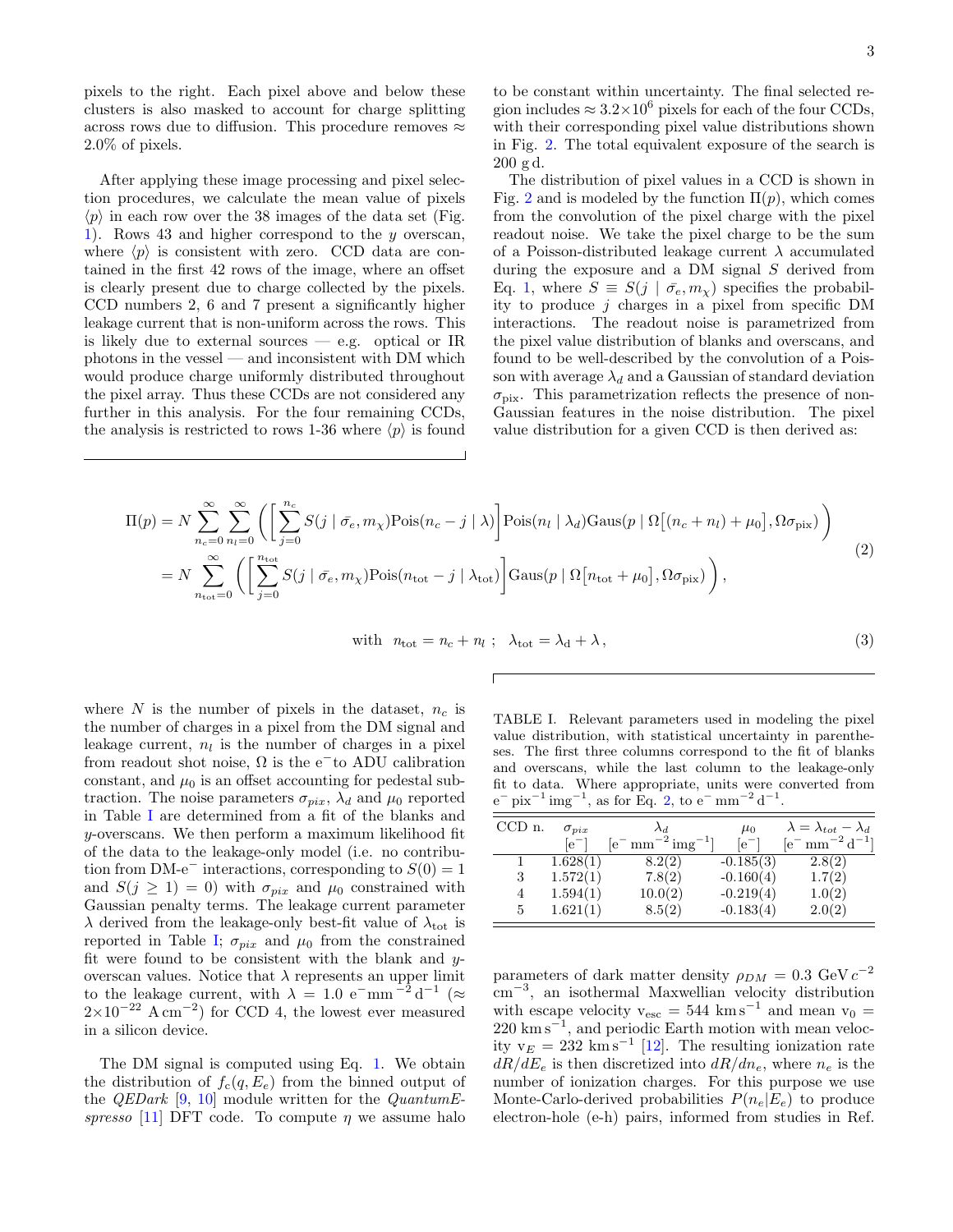pixels to the right. Each pixel above and below these clusters is also masked to account for charge splitting across rows due to diffusion. This procedure removes $\approx$ 2.0% of pixels.

After applying these image processing and pixel selection procedures, we calculate the mean value of pixels $\langle p \rangle$ in each row over the 38 images of the data set (Fig. 1). Rows 43 and higher correspond to the $y$ overscan, where $\langle p \rangle$ is consistent with zero. CCD data are contained in the first 42 rows of the image, where an offset is clearly present due to charge collected by the pixels. CCD numbers 2, 6 and 7 present a significantly higher leakage current that is non-uniform across the rows. This is likely due to external sources — e.g. optical or IR photons in the vessel — and inconsistent with DM which would produce charge uniformly distributed throughout the pixel array. Thus these CCDs are not considered any further in this analysis. For the four remaining CCDs, the analysis is restricted to rows 1-36 where $\langle p \rangle$ is found to be constant within uncertainty. The final selected region includes $\approx 3.2\times10^6$ pixels for each of the four CCDs, with their corresponding pixel value distributions shown in Fig. 2. The total equivalent exposure of the search is 200 g d.

The distribution of pixel values in a CCD is shown in Fig. 2 and is modeled by the function $\Pi(p)$, which comes from the convolution of the pixel charge with the pixel readout noise. We take the pixel charge to be the sum of a Poisson-distributed leakage current $\lambda$ accumulated during the exposure and a DM signal $S$ derived from Eq. 1, where $S \equiv S(j \mid \bar{\sigma_e}, m_\chi)$ specifies the probability to produce $j$ charges in a pixel from specific DM interactions. The readout noise is parametrized from the pixel value distribution of blanks and overscans, and found to be well-described by the convolution of a Poisson with average $\lambda_d$ and a Gaussian of standard deviation $\sigma_{\rm pix}$. This parametrization reflects the presence of non-Gaussian features in the noise distribution. The pixel value distribution for a given CCD is then derived as:

$$
\begin{aligned}
\Pi(p) &= N \sum_{n_c=0}^{\infty} \sum_{n_l=0}^{\infty} \left( \left[ \sum_{j=0}^{n_c} S(j \mid \bar{\sigma_e}, m_\chi) \mathrm{Pois}(n_c - j \mid \lambda) \right] \mathrm{Pois}(n_l \mid \lambda_d) \mathrm{Gaus}(p \mid \Omega\big[(n_c + n_l) + \mu_0\big], \Omega\sigma_{\rm pix}) \right) \\
&= N \sum_{n_{\rm tot}=0}^{\infty} \left( \left[ \sum_{j=0}^{n_{\rm tot}} S(j \mid \bar{\sigma_e}, m_\chi) \mathrm{Pois}(n_{\rm tot} - j \mid \lambda_{\rm tot}) \right] \mathrm{Gaus}(p \mid \Omega\big[n_{\rm tot} + \mu_0\big], \Omega\sigma_{\rm pix}) \right),
\end{aligned}
\tag{2}
$$

$$
\text{with} \quad n_{\rm tot} = n_c + n_l \; ; \quad \lambda_{\rm tot} = \lambda_{\rm d} + \lambda \,, \tag{3}
$$

where $N$ is the number of pixels in the dataset, $n_c$ is the number of charges in a pixel from the DM signal and leakage current, $n_l$ is the number of charges in a pixel from readout shot noise, $\Omega$ is the e$^-$to ADU calibration constant, and $\mu_0$ is an offset accounting for pedestal subtraction. The noise parameters $\sigma_{pix}$, $\lambda_d$ and $\mu_0$ reported in Table I are determined from a fit of the blanks and $y$-overscans. We then perform a maximum likelihood fit of the data to the leakage-only model (i.e. no contribution from DM-e$^-$ interactions, corresponding to $S(0) = 1$ and $S(j \geq 1) = 0$) with $\sigma_{pix}$ and $\mu_0$ constrained with Gaussian penalty terms. The leakage current parameter $\lambda$ derived from the leakage-only best-fit value of $\lambda_{\rm tot}$ is reported in Table I; $\sigma_{pix}$ and $\mu_0$ from the constrained fit were found to be consistent with the blank and $y$-overscan values. Notice that $\lambda$ represents an upper limit to the leakage current, with $\lambda = 1.0$ e$^-$mm$^{-2}$d$^{-1}$ ($\approx 2\times10^{-22}$ A cm$^{-2}$) for CCD 4, the lowest ever measured in a silicon device.

TABLE I. Relevant parameters used in modeling the pixel value distribution, with statistical uncertainty in parentheses. The first three columns correspond to the fit of blanks and overscans, while the last column to the leakage-only fit to data. Where appropriate, units were converted from e$^-$ pix$^{-1}$ img$^{-1}$, as for Eq. 2, to e$^-$ mm$^{-2}$ d$^{-1}$.

| CCD n. | $\sigma_{pix}$ [e$^-$] | $\lambda_d$ [e$^-$ mm$^{-2}$ img$^{-1}$] | $\mu_0$ [e$^-$] | $\lambda = \lambda_{tot} - \lambda_d$ [e$^-$ mm$^{-2}$ d$^{-1}$] |
|---|---|---|---|---|
| 1 | 1.628(1) | 8.2(2) | -0.185(3) | 2.8(2) |
| 3 | 1.572(1) | 7.8(2) | -0.160(4) | 1.7(2) |
| 4 | 1.594(1) | 10.0(2) | -0.219(4) | 1.0(2) |
| 5 | 1.621(1) | 8.5(2) | -0.183(4) | 2.0(2) |

The DM signal is computed using Eq. 1. We obtain the distribution of $f_c(q, E_e)$ from the binned output of the *QEDark* [9, 10] module written for the *QuantumEspresso* [11] DFT code. To compute $\eta$ we assume halo parameters of dark matter density $\rho_{DM} = 0.3$ GeV $c^{-2}$ cm$^{-3}$, an isothermal Maxwellian velocity distribution with escape velocity v$_{\rm esc}$ = 544 km s$^{-1}$ and mean v$_0$ = 220 km s$^{-1}$, and periodic Earth motion with mean velocity v$_E$ = 232 km s$^{-1}$ [12]. The resulting ionization rate $dR/dE_e$ is then discretized into $dR/dn_e$, where $n_e$ is the number of ionization charges. For this purpose we use Monte-Carlo-derived probabilities $P(n_e|E_e)$ to produce electron-hole (e-h) pairs, informed from studies in Ref.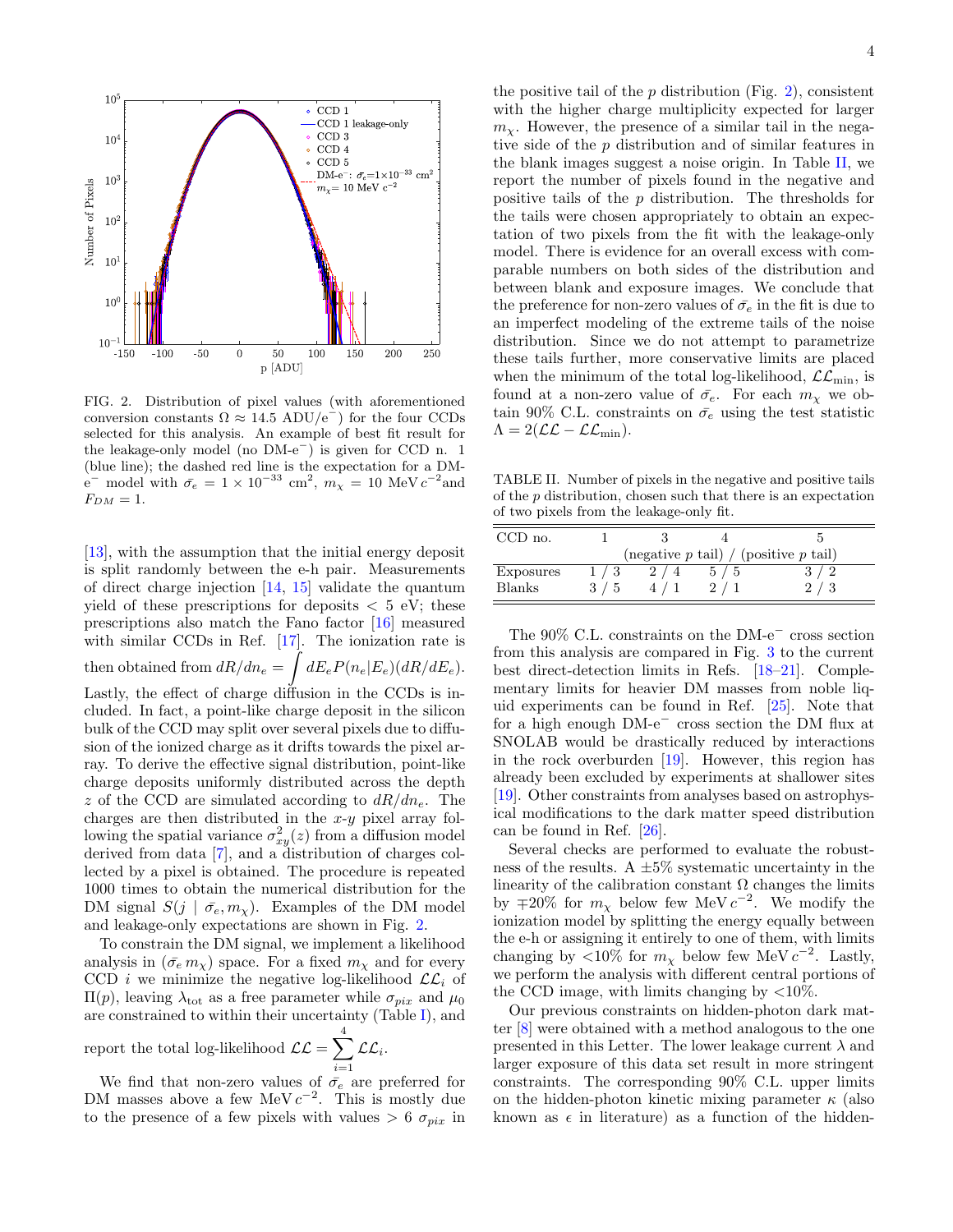FIG. 2. Distribution of pixel values (with aforementioned conversion constants $\Omega \approx 14.5$ ADU/e$^-$) for the four CCDs selected for this analysis. An example of best fit result for the leakage-only model (no DM-e$^-$) is given for CCD n. 1 (blue line); the dashed red line is the expectation for a DM-e$^-$ model with $\bar{\sigma_e} = 1 \times 10^{-33}$ cm$^2$, $m_\chi = 10$ MeV $c^{-2}$and $F_{DM} = 1$.

[13], with the assumption that the initial energy deposit is split randomly between the e-h pair. Measurements of direct charge injection [14, 15] validate the quantum yield of these prescriptions for deposits $< 5$ eV; these prescriptions also match the Fano factor [16] measured with similar CCDs in Ref. [17]. The ionization rate is then obtained from $dR/dn_e = \int dE_e P(n_e|E_e)(dR/dE_e)$. Lastly, the effect of charge diffusion in the CCDs is included. In fact, a point-like charge deposit in the silicon bulk of the CCD may split over several pixels due to diffusion of the ionized charge as it drifts towards the pixel array. To derive the effective signal distribution, point-like charge deposits uniformly distributed across the depth $z$ of the CCD are simulated according to $dR/dn_e$. The charges are then distributed in the $x$-$y$ pixel array following the spatial variance $\sigma^2_{xy}(z)$ from a diffusion model derived from data [7], and a distribution of charges collected by a pixel is obtained. The procedure is repeated 1000 times to obtain the numerical distribution for the DM signal $S(j \mid \bar{\sigma_e}, m_\chi)$. Examples of the DM model and leakage-only expectations are shown in Fig. 2.

To constrain the DM signal, we implement a likelihood analysis in ($\bar{\sigma_e}\, m_\chi$) space. For a fixed $m_\chi$ and for every CCD $i$ we minimize the negative log-likelihood $\mathcal{LL}_i$ of $\Pi(p)$, leaving $\lambda_{\rm tot}$ as a free parameter while $\sigma_{pix}$ and $\mu_0$ are constrained to within their uncertainty (Table I), and report the total log-likelihood $\mathcal{LL} = \sum_{i=1}^{4} \mathcal{LL}_i$.

We find that non-zero values of $\bar{\sigma_e}$ are preferred for DM masses above a few MeV $c^{-2}$. This is mostly due to the presence of a few pixels with values $> 6\ \sigma_{pix}$ in the positive tail of the $p$ distribution (Fig. 2), consistent with the higher charge multiplicity expected for larger $m_\chi$. However, the presence of a similar tail in the negative side of the $p$ distribution and of similar features in the blank images suggest a noise origin. In Table II, we report the number of pixels found in the negative and positive tails of the $p$ distribution. The thresholds for the tails were chosen appropriately to obtain an expectation of two pixels from the fit with the leakage-only model. There is evidence for an overall excess with comparable numbers on both sides of the distribution and between blank and exposure images. We conclude that the preference for non-zero values of $\bar{\sigma_e}$ in the fit is due to an imperfect modeling of the extreme tails of the noise distribution. Since we do not attempt to parametrize these tails further, more conservative limits are placed when the minimum of the total log-likelihood, $\mathcal{LL}_{\rm min}$, is found at a non-zero value of $\bar{\sigma_e}$. For each $m_\chi$ we obtain 90% C.L. constraints on $\bar{\sigma_e}$ using the test statistic $\Lambda = 2(\mathcal{LL} - \mathcal{LL}_{\rm min})$.

TABLE II. Number of pixels in the negative and positive tails of the $p$ distribution, chosen such that there is an expectation of two pixels from the leakage-only fit.

| CCD no. | 1 | 3 | 4 | 5 |
|---|---|---|---|---|
| | (negative $p$ tail) / (positive $p$ tail) | | | |
| Exposures | 1 / 3 | 2 / 4 | 5 / 5 | 3 / 2 |
| Blanks | 3 / 5 | 4 / 1 | 2 / 1 | 2 / 3 |

The 90% C.L. constraints on the DM-e$^-$ cross section from this analysis are compared in Fig. 3 to the current best direct-detection limits in Refs. [18–21]. Complementary limits for heavier DM masses from noble liquid experiments can be found in Ref. [25]. Note that for a high enough DM-e$^-$ cross section the DM flux at SNOLAB would be drastically reduced by interactions in the rock overburden [19]. However, this region has already been excluded by experiments at shallower sites [19]. Other constraints from analyses based on astrophysical modifications to the dark matter speed distribution can be found in Ref. [26].

Several checks are performed to evaluate the robustness of the results. A $\pm 5\%$ systematic uncertainty in the linearity of the calibration constant $\Omega$ changes the limits by $\mp 20\%$ for $m_\chi$ below few MeV $c^{-2}$. We modify the ionization model by splitting the energy equally between the e-h or assigning it entirely to one of them, with limits changing by $<10\%$ for $m_\chi$ below few MeV $c^{-2}$. Lastly, we perform the analysis with different central portions of the CCD image, with limits changing by $<10\%$.

Our previous constraints on hidden-photon dark matter [8] were obtained with a method analogous to the one presented in this Letter. The lower leakage current $\lambda$ and larger exposure of this data set result in more stringent constraints. The corresponding 90% C.L. upper limits on the hidden-photon kinetic mixing parameter $\kappa$ (also known as $\epsilon$ in literature) as a function of the hidden-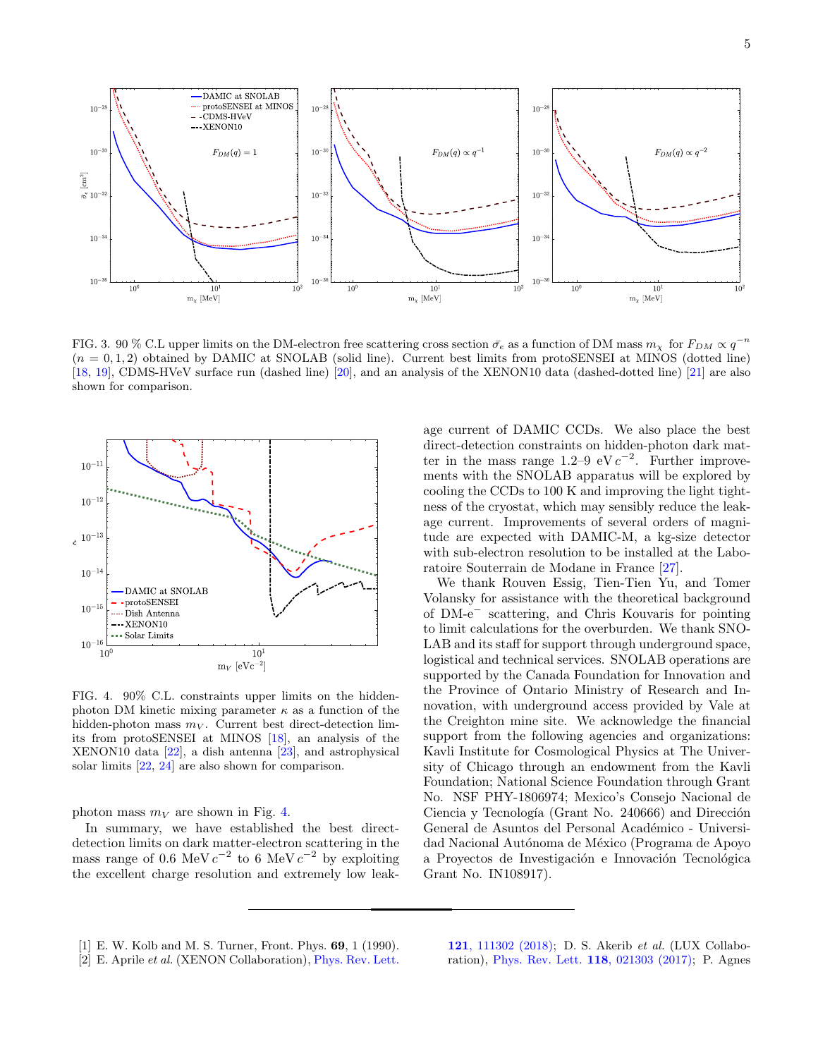FIG. 3. 90 % C.L upper limits on the DM-electron free scattering cross section $\bar{\sigma}_e$ as a function of DM mass $m_\chi$ for $F_{DM} \propto q^{-n}$ ($n = 0, 1, 2$) obtained by DAMIC at SNOLAB (solid line). Current best limits from protoSENSEI at MINOS (dotted line) [18, 19], CDMS-HVeV surface run (dashed line) [20], and an analysis of the XENON10 data (dashed-dotted line) [21] are also shown for comparison.

FIG. 4. 90% C.L. constraints upper limits on the hidden-photon DM kinetic mixing parameter $\kappa$ as a function of the hidden-photon mass $m_V$. Current best direct-detection limits from protoSENSEI at MINOS [18], an analysis of the XENON10 data [22], a dish antenna [23], and astrophysical solar limits [22, 24] are also shown for comparison.

photon mass $m_V$ are shown in Fig. 4.

In summary, we have established the best direct-detection limits on dark matter-electron scattering in the mass range of 0.6 MeV $c^{-2}$ to 6 MeV $c^{-2}$ by exploiting the excellent charge resolution and extremely low leakage current of DAMIC CCDs. We also place the best direct-detection constraints on hidden-photon dark matter in the mass range 1.2–9 eV $c^{-2}$. Further improvements with the SNOLAB apparatus will be explored by cooling the CCDs to 100 K and improving the light tightness of the cryostat, which may sensibly reduce the leakage current. Improvements of several orders of magnitude are expected with DAMIC-M, a kg-size detector with sub-electron resolution to be installed at the Laboratoire Souterrain de Modane in France [27].

We thank Rouven Essig, Tien-Tien Yu, and Tomer Volansky for assistance with the theoretical background of DM-e$^-$ scattering, and Chris Kouvaris for pointing to limit calculations for the overburden. We thank SNOLAB and its staff for support through underground space, logistical and technical services. SNOLAB operations are supported by the Canada Foundation for Innovation and the Province of Ontario Ministry of Research and Innovation, with underground access provided by Vale at the Creighton mine site. We acknowledge the financial support from the following agencies and organizations: Kavli Institute for Cosmological Physics at The University of Chicago through an endowment from the Kavli Foundation; National Science Foundation through Grant No. NSF PHY-1806974; Mexico's Consejo Nacional de Ciencia y Tecnología (Grant No. 240666) and Dirección General de Asuntos del Personal Académico - Universidad Nacional Autónoma de México (Programa de Apoyo a Proyectos de Investigación e Innovación Tecnológica Grant No. IN108917).

---

[1] E. W. Kolb and M. S. Turner, Front. Phys. **69**, 1 (1990).

[2] E. Aprile *et al.* (XENON Collaboration), Phys. Rev. Lett. **121**, 111302 (2018); D. S. Akerib *et al.* (LUX Collaboration), Phys. Rev. Lett. **118**, 021303 (2017); P. Agnes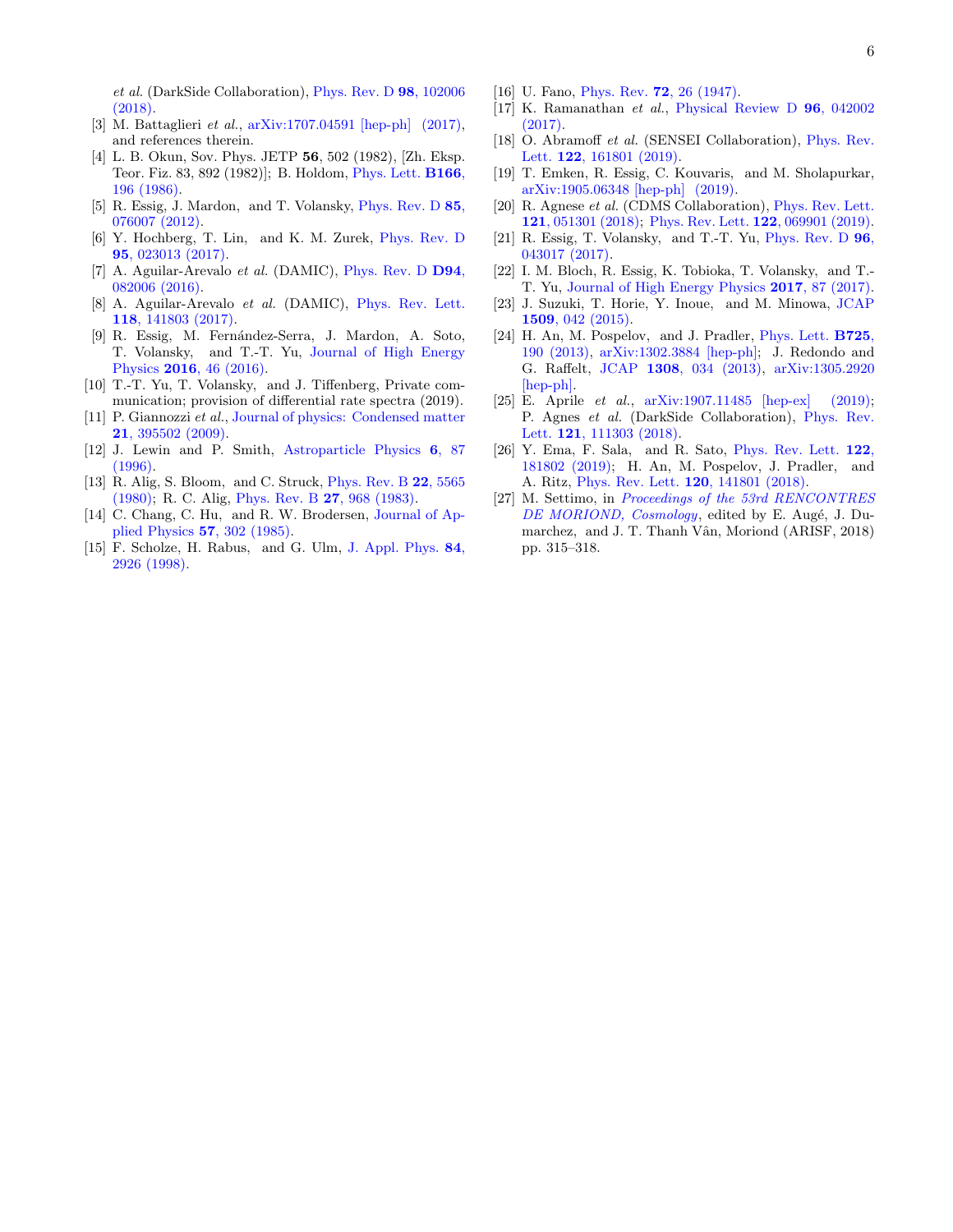*et al.* (DarkSide Collaboration), Phys. Rev. D **98**, 102006 (2018).

[3] M. Battaglieri *et al.*, arXiv:1707.04591 [hep-ph] (2017), and references therein.

[4] L. B. Okun, Sov. Phys. JETP **56**, 502 (1982), [Zh. Eksp. Teor. Fiz. 83, 892 (1982)]; B. Holdom, Phys. Lett. **B166**, 196 (1986).

[5] R. Essig, J. Mardon, and T. Volansky, Phys. Rev. D **85**, 076007 (2012).

[6] Y. Hochberg, T. Lin, and K. M. Zurek, Phys. Rev. D **95**, 023013 (2017).

[7] A. Aguilar-Arevalo *et al.* (DAMIC), Phys. Rev. D **D94**, 082006 (2016).

[8] A. Aguilar-Arevalo *et al.* (DAMIC), Phys. Rev. Lett. **118**, 141803 (2017).

[9] R. Essig, M. Fernández-Serra, J. Mardon, A. Soto, T. Volansky, and T.-T. Yu, Journal of High Energy Physics **2016**, 46 (2016).

[10] T.-T. Yu, T. Volansky, and J. Tiffenberg, Private communication; provision of differential rate spectra (2019).

[11] P. Giannozzi *et al.*, Journal of physics: Condensed matter **21**, 395502 (2009).

[12] J. Lewin and P. Smith, Astroparticle Physics **6**, 87 (1996).

[13] R. Alig, S. Bloom, and C. Struck, Phys. Rev. B **22**, 5565 (1980); R. C. Alig, Phys. Rev. B **27**, 968 (1983).

[14] C. Chang, C. Hu, and R. W. Brodersen, Journal of Applied Physics **57**, 302 (1985).

[15] F. Scholze, H. Rabus, and G. Ulm, J. Appl. Phys. **84**, 2926 (1998).

[16] U. Fano, Phys. Rev. **72**, 26 (1947).

[17] K. Ramanathan *et al.*, Physical Review D **96**, 042002 (2017).

[18] O. Abramoff *et al.* (SENSEI Collaboration), Phys. Rev. Lett. **122**, 161801 (2019).

[19] T. Emken, R. Essig, C. Kouvaris, and M. Sholapurkar, arXiv:1905.06348 [hep-ph] (2019).

[20] R. Agnese *et al.* (CDMS Collaboration), Phys. Rev. Lett. **121**, 051301 (2018); Phys. Rev. Lett. **122**, 069901 (2019).

[21] R. Essig, T. Volansky, and T.-T. Yu, Phys. Rev. D **96**, 043017 (2017).

[22] I. M. Bloch, R. Essig, K. Tobioka, T. Volansky, and T.-T. Yu, Journal of High Energy Physics **2017**, 87 (2017).

[23] J. Suzuki, T. Horie, Y. Inoue, and M. Minowa, JCAP **1509**, 042 (2015).

[24] H. An, M. Pospelov, and J. Pradler, Phys. Lett. **B725**, 190 (2013), arXiv:1302.3884 [hep-ph]; J. Redondo and G. Raffelt, JCAP **1308**, 034 (2013), arXiv:1305.2920 [hep-ph].

[25] E. Aprile *et al.*, arXiv:1907.11485 [hep-ex] (2019); P. Agnes *et al.* (DarkSide Collaboration), Phys. Rev. Lett. **121**, 111303 (2018).

[26] Y. Ema, F. Sala, and R. Sato, Phys. Rev. Lett. **122**, 181802 (2019); H. An, M. Pospelov, J. Pradler, and A. Ritz, Phys. Rev. Lett. **120**, 141801 (2018).

[27] M. Settimo, in *Proceedings of the 53rd RENCONTRES DE MORIOND, Cosmology*, edited by E. Augé, J. Dumarchez, and J. T. Thanh Vân, Moriond (ARISF, 2018) pp. 315–318.